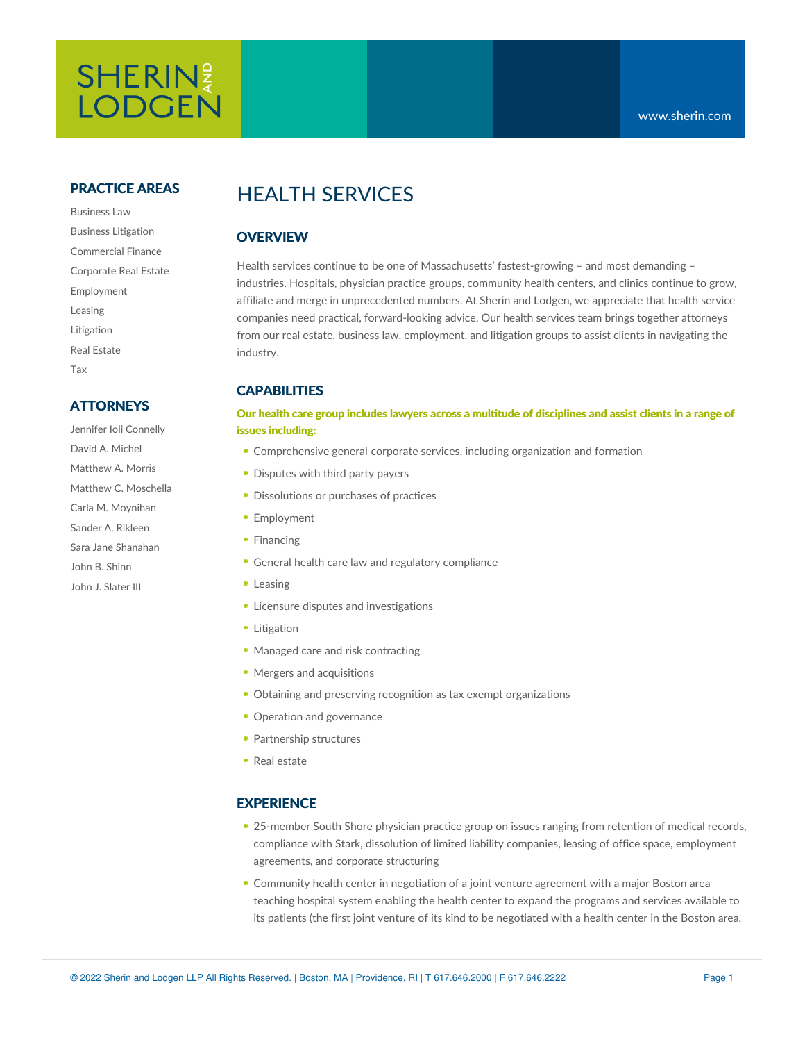# HEALTH SERVICES

## OVERVIEW

Health services continue to be one of Massachusetts' fastest-growing – and most demanding – industries. Hospitals, physician practice groups, community health centers, and clinics continue to grow, affiliate and merge in unprecedented numbers. At Sherin and Lodgen, we appreciate that health service companies need practical, forward-looking advice. Our health services team brings together attorneys from our real estate, business law, employment, and litigation groups to assist clients in navigating the industry.

## CAPABILITIES

**Our health care group includes lawyers across a multitude of disciplines and assist clients in a range of issues including:**

- Comprehensive general corporate services, including organization and formation
- Disputes with third party payers
- Dissolutions or purchases of practices
- Employment
- Financing
- General health care law and regulatory compliance
- Leasing
- Licensure disputes and investigations
- Litigation
- Managed care and risk contracting
- Mergers and acquisitions
- Obtaining and preserving recognition as tax exempt organizations
- Operation and governance
- Partnership structures
- Real estate

## EXPERIENCE

- 25-member South Shore physician practice group on issues ranging from retention of medical records, compliance with Stark, dissolution of limited liability companies, leasing of office space, employment agreements, and corporate structuring
- Community health center in negotiation of a joint venture agreement with a major Boston area teaching hospital system enabling the health center to expand the programs and services available to its patients (the first joint venture of its kind to be negotiated with a health center in the Boston area,

## PRACTICE AREAS

- Business Law
- Business Litigation
- Commercial Finance
- Corporate Real Estate
- Employment
- Leasing
- Litigation
- Real Estate
- Tax

## ATTORNEYS

- Jennifer Ioli Connelly
- David A. Michel
- Matthew A. Morris
- Matthew C. Moschella
- Carla M. Moynihan
- Sander A. Rikleen
- Sara Jane Shanahan
- John B. Shinn
- John J. Slater III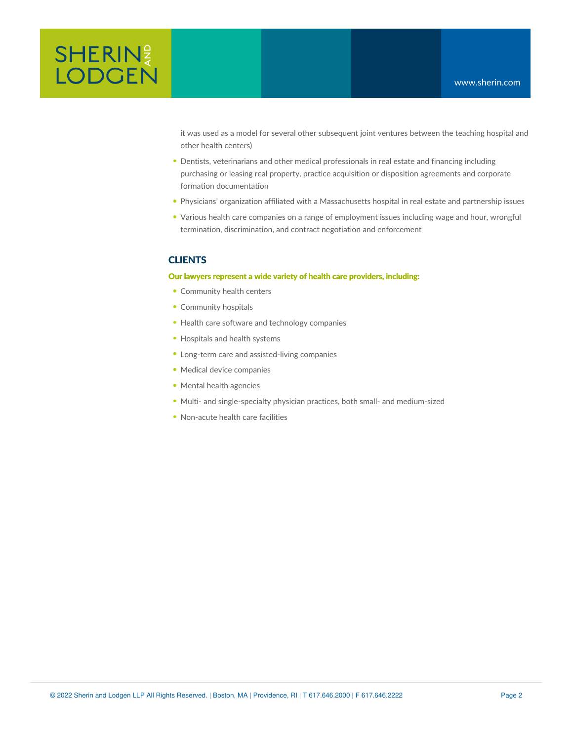it was used as a model for several other subsequent joint ventures between the teaching hospital and other health centers)

- Dentists, veterinarians and other medical professionals in real estate and financing including purchasing or leasing real property, practice acquisition or disposition agreements and corporate formation documentation
- Physicians' organization affiliated with a Massachusetts hospital in real estate and partnership issues
- Various health care companies on a range of employment issues including wage and hour, wrongful termination, discrimination, and contract negotiation and enforcement

## CLIENTS

**Our lawyers represent a wide variety of health care providers, including:**

- Community health centers
- Community hospitals
- Health care software and technology companies
- Hospitals and health systems
- Long-term care and assisted-living companies
- Medical device companies
- Mental health agencies
- Multi- and single-specialty physician practices, both small- and medium-sized
- Non-acute health care facilities